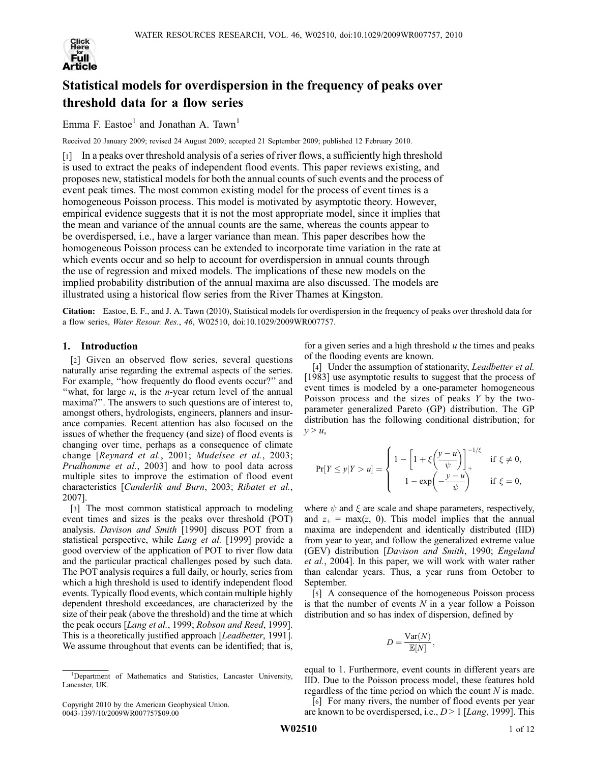# Statistical models for overdispersion in the frequency of peaks over threshold data for a flow series

Emma F. Eastoe[1] and Jonathan A. Tawn[1]

Received 20 January 2009; revised 24 August 2009; accepted 21 September 2009; published 12 February 2010.

[1] In a peaks over threshold analysis of a series of river flows, a sufficiently high threshold is used to extract the peaks of independent flood events. This paper reviews existing, and proposes new, statistical models for both the annual counts of such events and the process of event peak times. The most common existing model for the process of event times is a homogeneous Poisson process. This model is motivated by asymptotic theory. However, empirical evidence suggests that it is not the most appropriate model, since it implies that the mean and variance of the annual counts are the same, whereas the counts appear to be overdispersed, i.e., have a larger variance than mean. This paper describes how the homogeneous Poisson process can be extended to incorporate time variation in the rate at which events occur and so help to account for overdispersion in annual counts through the use of regression and mixed models. The implications of these new models on the implied probability distribution of the annual maxima are also discussed. The models are illustrated using a historical flow series from the River Thames at Kingston.

**Citation:** Eastoe, E. F., and J. A. Tawn (2010), Statistical models for overdispersion in the frequency of peaks over threshold data for a flow series, *Water Resour. Res.*, *46*, W02510, doi:10.1029/2009WR007757.

## 1. Introduction

[2] Given an observed flow series, several questions naturally arise regarding the extremal aspects of the series. For example, "how frequently do flood events occur?" and "what, for large $n$, is the $n$-year return level of the annual maxima?". The answers to such questions are of interest to, amongst others, hydrologists, engineers, planners and insurance companies. Recent attention has also focused on the issues of whether the frequency (and size) of flood events is changing over time, perhaps as a consequence of climate change [*Reynard et al.*, 2001; *Mudelsee et al.*, 2003; *Prudhomme et al.*, 2003] and how to pool data across multiple sites to improve the estimation of flood event characteristics [*Cunderlik and Burn*, 2003; *Ribatet et al.*, 2007].

[3] The most common statistical approach to modeling event times and sizes is the peaks over threshold (POT) analysis. *Davison and Smith* [1990] discuss POT from a statistical perspective, while *Lang et al.* [1999] provide a good overview of the application of POT to river flow data and the particular practical challenges posed by such data. The POT analysis requires a full daily, or hourly, series from which a high threshold is used to identify independent flood events. Typically flood events, which contain multiple highly dependent threshold exceedances, are characterized by the size of their peak (above the threshold) and the time at which the peak occurs [*Lang et al.*, 1999; *Robson and Reed*, 1999]. This is a theoretically justified approach [*Leadbetter*, 1991]. We assume throughout that events can be identified; that is, for a given series and a high threshold $u$ the times and peaks of the flooding events are known.

[4] Under the assumption of stationarity, *Leadbetter et al.* [1983] use asymptotic results to suggest that the process of event times is modeled by a one-parameter homogeneous Poisson process and the sizes of peaks $Y$ by the two-parameter generalized Pareto (GP) distribution. The GP distribution has the following conditional distribution; for $y > u$,

$$
\Pr[Y \leq y | Y > u] = \begin{cases} 1 - \left[1 + \xi\left(\dfrac{y-u}{\psi}\right)\right]_+^{-1/\xi} & \text{if } \xi \neq 0, \\ 1 - \exp\left(-\dfrac{y-u}{\psi}\right) & \text{if } \xi = 0, \end{cases}
$$

where $\psi$ and $\xi$ are scale and shape parameters, respectively, and $z_+ = \max(z, 0)$. This model implies that the annual maxima are independent and identically distributed (IID) from year to year, and follow the generalized extreme value (GEV) distribution [*Davison and Smith*, 1990; *Engeland et al.*, 2004]. In this paper, we will work with water rather than calendar years. Thus, a year runs from October to September.

[5] A consequence of the homogeneous Poisson process is that the number of events $N$ in a year follow a Poisson distribution and so has index of dispersion, defined by

$$
D = \frac{\mathrm{Var}(N)}{\mathbb{E}[N]},
$$

equal to 1. Furthermore, event counts in different years are IID. Due to the Poisson process model, these features hold regardless of the time period on which the count $N$ is made.

[6] For many rivers, the number of flood events per year are known to be overdispersed, i.e., $D > 1$ [*Lang*, 1999]. This

[1] Department of Mathematics and Statistics, Lancaster University, Lancaster, UK.

Copyright 2010 by the American Geophysical Union.
0043-1397/10/2009WR007757$09.00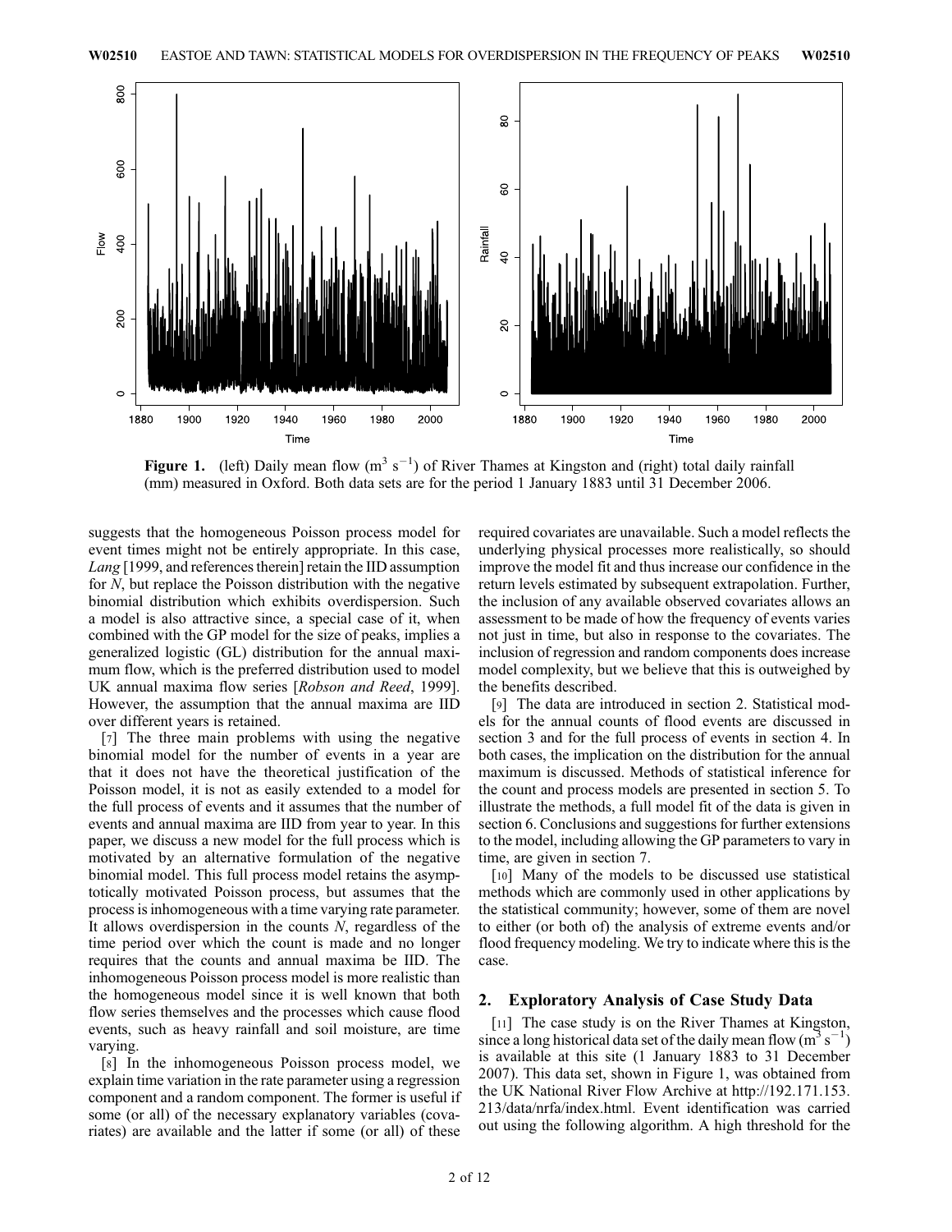**Figure 1.** (left) Daily mean flow ($m^3 s^{-1}$) of River Thames at Kingston and (right) total daily rainfall (mm) measured in Oxford. Both data sets are for the period 1 January 1883 until 31 December 2006.

suggests that the homogeneous Poisson process model for event times might not be entirely appropriate. In this case, *Lang* [1999, and references therein] retain the IID assumption for $N$, but replace the Poisson distribution with the negative binomial distribution which exhibits overdispersion. Such a model is also attractive since, a special case of it, when combined with the GP model for the size of peaks, implies a generalized logistic (GL) distribution for the annual maximum flow, which is the preferred distribution used to model UK annual maxima flow series [*Robson and Reed*, 1999]. However, the assumption that the annual maxima are IID over different years is retained.

[7] The three main problems with using the negative binomial model for the number of events in a year are that it does not have the theoretical justification of the Poisson model, it is not as easily extended to a model for the full process of events and it assumes that the number of events and annual maxima are IID from year to year. In this paper, we discuss a new model for the full process which is motivated by an alternative formulation of the negative binomial model. This full process model retains the asymptotically motivated Poisson process, but assumes that the process is inhomogeneous with a time varying rate parameter. It allows overdispersion in the counts $N$, regardless of the time period over which the count is made and no longer requires that the counts and annual maxima be IID. The inhomogeneous Poisson process model is more realistic than the homogeneous model since it is well known that both flow series themselves and the processes which cause flood events, such as heavy rainfall and soil moisture, are time varying.

[8] In the inhomogeneous Poisson process model, we explain time variation in the rate parameter using a regression component and a random component. The former is useful if some (or all) of the necessary explanatory variables (covariates) are available and the latter if some (or all) of these required covariates are unavailable. Such a model reflects the underlying physical processes more realistically, so should improve the model fit and thus increase our confidence in the return levels estimated by subsequent extrapolation. Further, the inclusion of any available observed covariates allows an assessment to be made of how the frequency of events varies not just in time, but also in response to the covariates. The inclusion of regression and random components does increase model complexity, but we believe that this is outweighed by the benefits described.

[9] The data are introduced in section 2. Statistical models for the annual counts of flood events are discussed in section 3 and for the full process of events in section 4. In both cases, the implication on the distribution for the annual maximum is discussed. Methods of statistical inference for the count and process models are presented in section 5. To illustrate the methods, a full model fit of the data is given in section 6. Conclusions and suggestions for further extensions to the model, including allowing the GP parameters to vary in time, are given in section 7.

[10] Many of the models to be discussed use statistical methods which are commonly used in other applications by the statistical community; however, some of them are novel to either (or both of) the analysis of extreme events and/or flood frequency modeling. We try to indicate where this is the case.

## 2. Exploratory Analysis of Case Study Data

[11] The case study is on the River Thames at Kingston, since a long historical data set of the daily mean flow ($m^3 s^{-1}$) is available at this site (1 January 1883 to 31 December 2007). This data set, shown in Figure 1, was obtained from the UK National River Flow Archive at http://192.171.153.213/data/nrfa/index.html. Event identification was carried out using the following algorithm. A high threshold for the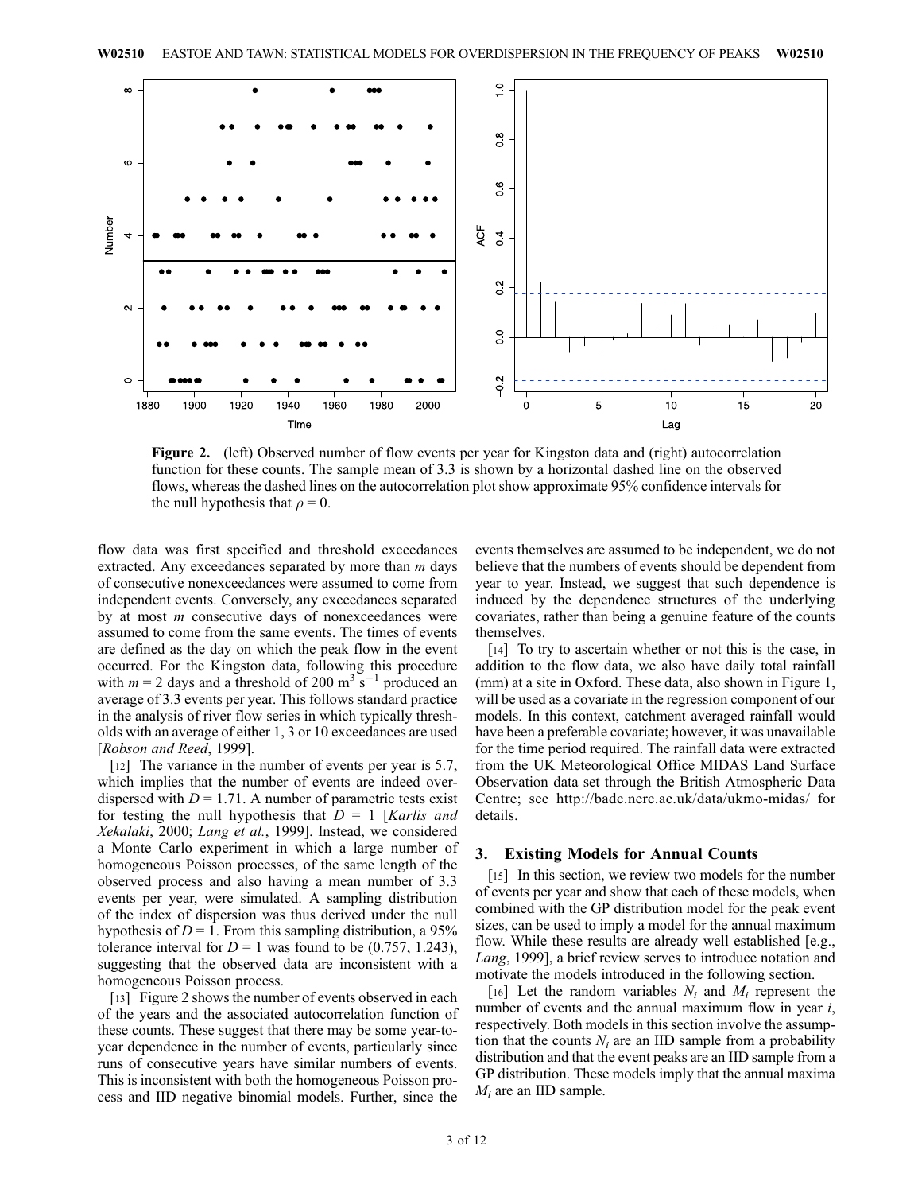**Figure 2.** (left) Observed number of flow events per year for Kingston data and (right) autocorrelation function for these counts. The sample mean of 3.3 is shown by a horizontal dashed line on the observed flows, whereas the dashed lines on the autocorrelation plot show approximate 95% confidence intervals for the null hypothesis that $\rho = 0$.

flow data was first specified and threshold exceedances extracted. Any exceedances separated by more than $m$ days of consecutive nonexceedances were assumed to come from independent events. Conversely, any exceedances separated by at most $m$ consecutive days of nonexceedances were assumed to come from the same events. The times of events are defined as the day on which the peak flow in the event occurred. For the Kingston data, following this procedure with $m = 2$ days and a threshold of 200 $m^3$ $s^{-1}$ produced an average of 3.3 events per year. This follows standard practice in the analysis of river flow series in which typically thresholds with an average of either 1, 3 or 10 exceedances are used [*Robson and Reed*, 1999].

[12] The variance in the number of events per year is 5.7, which implies that the number of events are indeed overdispersed with $D = 1.71$. A number of parametric tests exist for testing the null hypothesis that $D = 1$ [*Karlis and Xekalaki*, 2000; *Lang et al.*, 1999]. Instead, we considered a Monte Carlo experiment in which a large number of homogeneous Poisson processes, of the same length of the observed process and also having a mean number of 3.3 events per year, were simulated. A sampling distribution of the index of dispersion was thus derived under the null hypothesis of $D = 1$. From this sampling distribution, a 95% tolerance interval for $D = 1$ was found to be (0.757, 1.243), suggesting that the observed data are inconsistent with a homogeneous Poisson process.

[13] Figure 2 shows the number of events observed in each of the years and the associated autocorrelation function of these counts. These suggest that there may be some year-to-year dependence in the number of events, particularly since runs of consecutive years have similar numbers of events. This is inconsistent with both the homogeneous Poisson process and IID negative binomial models. Further, since the events themselves are assumed to be independent, we do not believe that the numbers of events should be dependent from year to year. Instead, we suggest that such dependence is induced by the dependence structures of the underlying covariates, rather than being a genuine feature of the counts themselves.

[14] To try to ascertain whether or not this is the case, in addition to the flow data, we also have daily total rainfall (mm) at a site in Oxford. These data, also shown in Figure 1, will be used as a covariate in the regression component of our models. In this context, catchment averaged rainfall would have been a preferable covariate; however, it was unavailable for the time period required. The rainfall data were extracted from the UK Meteorological Office MIDAS Land Surface Observation data set through the British Atmospheric Data Centre; see http://badc.nerc.ac.uk/data/ukmo-midas/ for details.

## 3. Existing Models for Annual Counts

[15] In this section, we review two models for the number of events per year and show that each of these models, when combined with the GP distribution model for the peak event sizes, can be used to imply a model for the annual maximum flow. While these results are already well established [e.g., *Lang*, 1999], a brief review serves to introduce notation and motivate the models introduced in the following section.

[16] Let the random variables $N_i$ and $M_i$ represent the number of events and the annual maximum flow in year $i$, respectively. Both models in this section involve the assumption that the counts $N_i$ are an IID sample from a probability distribution and that the event peaks are an IID sample from a GP distribution. These models imply that the annual maxima $M_i$ are an IID sample.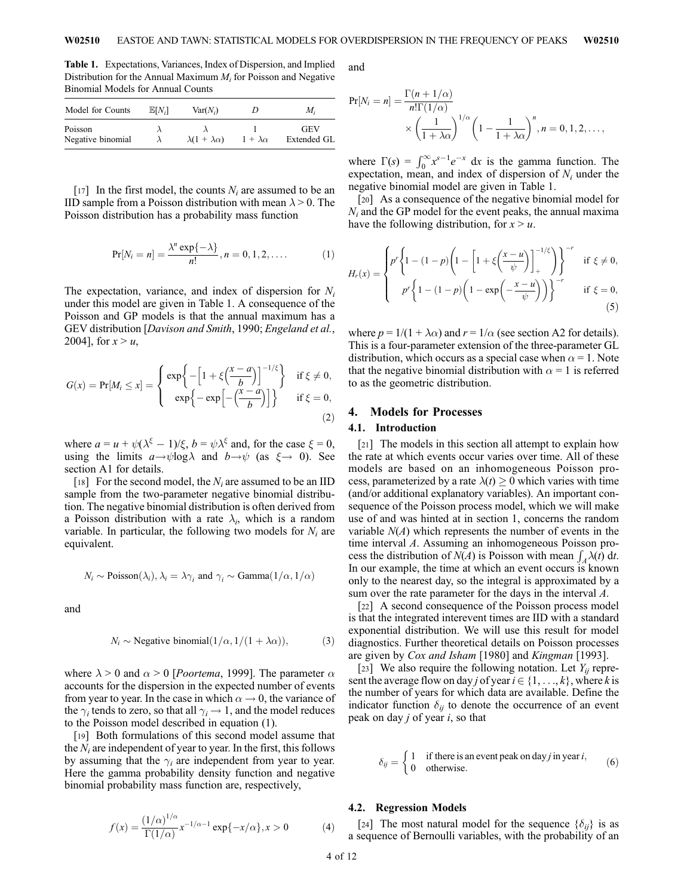**Table 1.** Expectations, Variances, Index of Dispersion, and Implied Distribution for the Annual Maximum $M_i$ for Poisson and Negative Binomial Models for Annual Counts

| Model for Counts | $\mathbb{E}[N_i]$ | $\text{Var}(N_i)$ | $D$ | $M_i$ |
|---|---|---|---|---|
| Poisson | $\lambda$ | $\lambda$ | 1 | GEV |
| Negative binomial | $\lambda$ | $\lambda(1+\lambda\alpha)$ | $1+\lambda\alpha$ | Extended GL |

[17] In the first model, the counts $N_i$ are assumed to be an IID sample from a Poisson distribution with mean $\lambda > 0$. The Poisson distribution has a probability mass function

$$\Pr[N_i = n] = \frac{\lambda^n \exp\{-\lambda\}}{n!}, n = 0, 1, 2, \ldots. \tag{1}$$

The expectation, variance, and index of dispersion for $N_i$ under this model are given in Table 1. A consequence of the Poisson and GP models is that the annual maximum has a GEV distribution [*Davison and Smith*, 1990; *Engeland et al.*, 2004], for $x > u$,

$$G(x) = \Pr[M_i \leq x] = \begin{cases} \exp\left\{-\left[1 + \xi\left(\frac{x-a}{b}\right)\right]^{-1/\xi}\right\} & \text{if } \xi \neq 0, \\ \exp\left\{-\exp\left[-\left(\frac{x-a}{b}\right)\right]\right\} & \text{if } \xi = 0, \end{cases} \tag{2}$$

where $a = u + \psi(\lambda^\xi - 1)/\xi$, $b = \psi\lambda^\xi$ and, for the case $\xi = 0$, using the limits $a \to \psi \log \lambda$ and $b \to \psi$ (as $\xi \to 0$). See section A1 for details.

[18] For the second model, the $N_i$ are assumed to be an IID sample from the two-parameter negative binomial distribution. The negative binomial distribution is often derived from a Poisson distribution with a rate $\lambda_i$, which is a random variable. In particular, the following two models for $N_i$ are equivalent.

$$N_i \sim \text{Poisson}(\lambda_i), \lambda_i = \lambda\gamma_i \text{ and } \gamma_i \sim \text{Gamma}(1/\alpha, 1/\alpha)$$

and

$$N_i \sim \text{Negative binomial}(1/\alpha, 1/(1 + \lambda\alpha)), \tag{3}$$

where $\lambda > 0$ and $\alpha > 0$ [*Poortema*, 1999]. The parameter $\alpha$ accounts for the dispersion in the expected number of events from year to year. In the case in which $\alpha \to 0$, the variance of the $\gamma_i$ tends to zero, so that all $\gamma_i \to 1$, and the model reduces to the Poisson model described in equation (1).

[19] Both formulations of this second model assume that the $N_i$ are independent of year to year. In the first, this follows by assuming that the $\gamma_i$ are independent from year to year. Here the gamma probability density function and negative binomial probability mass function are, respectively,

$$f(x) = \frac{(1/\alpha)^{1/\alpha}}{\Gamma(1/\alpha)} x^{-1/\alpha - 1} \exp\{-x/\alpha\}, x > 0 \tag{4}$$

and

$$\Pr[N_i = n] = \frac{\Gamma(n + 1/\alpha)}{n!\Gamma(1/\alpha)} \times \left(\frac{1}{1+\lambda\alpha}\right)^{1/\alpha} \left(1 - \frac{1}{1+\lambda\alpha}\right)^n, n = 0, 1, 2, \ldots,$$

where $\Gamma(s) = \int_0^\infty x^{s-1} e^{-x}\, dx$ is the gamma function. The expectation, mean, and index of dispersion of $N_i$ under the negative binomial model are given in Table 1.

[20] As a consequence of the negative binomial model for $N_i$ and the GP model for the event peaks, the annual maxima have the following distribution, for $x > u$.

$$H_r(x) = \begin{cases} p^r\left\{1 - (1-p)\left(1 - \left[1 + \xi\left(\frac{x-u}{\psi}\right)\right]_+^{-1/\xi}\right)\right\}^{-r} & \text{if } \xi \neq 0, \\ p^r\left\{1 - (1-p)\left(1 - \exp\left(-\frac{x-u}{\psi}\right)\right)\right\}^{-r} & \text{if } \xi = 0, \end{cases} \tag{5}$$

where $p = 1/(1 + \lambda\alpha)$ and $r = 1/\alpha$ (see section A2 for details). This is a four-parameter extension of the three-parameter GL distribution, which occurs as a special case when $\alpha = 1$. Note that the negative binomial distribution with $\alpha = 1$ is referred to as the geometric distribution.

## 4. Models for Processes

### 4.1. Introduction

[21] The models in this section all attempt to explain how the rate at which events occur varies over time. All of these models are based on an inhomogeneous Poisson process, parameterized by a rate $\lambda(t) \geq 0$ which varies with time (and/or additional explanatory variables). An important consequence of the Poisson process model, which we will make use of and was hinted at in section 1, concerns the random variable $N(A)$ which represents the number of events in the time interval $A$. Assuming an inhomogeneous Poisson process the distribution of $N(A)$ is Poisson with mean $\int_A \lambda(t)\, dt$. In our example, the time at which an event occurs is known only to the nearest day, so the integral is approximated by a sum over the rate parameter for the days in the interval $A$.

[22] A second consequence of the Poisson process model is that the integrated interevent times are IID with a standard exponential distribution. We will use this result for model diagnostics. Further theoretical details on Poisson processes are given by *Cox and Isham* [1980] and *Kingman* [1993].

[23] We also require the following notation. Let $Y_{ij}$ represent the average flow on day $j$ of year $i \in \{1, \ldots, k\}$, where $k$ is the number of years for which data are available. Define the indicator function $\delta_{ij}$ to denote the occurrence of an event peak on day $j$ of year $i$, so that

$$\delta_{ij} = \begin{cases} 1 & \text{if there is an event peak on day } j \text{ in year } i, \\ 0 & \text{otherwise.} \end{cases} \tag{6}$$

### 4.2. Regression Models

[24] The most natural model for the sequence $\{\delta_{ij}\}$ is as a sequence of Bernoulli variables, with the probability of an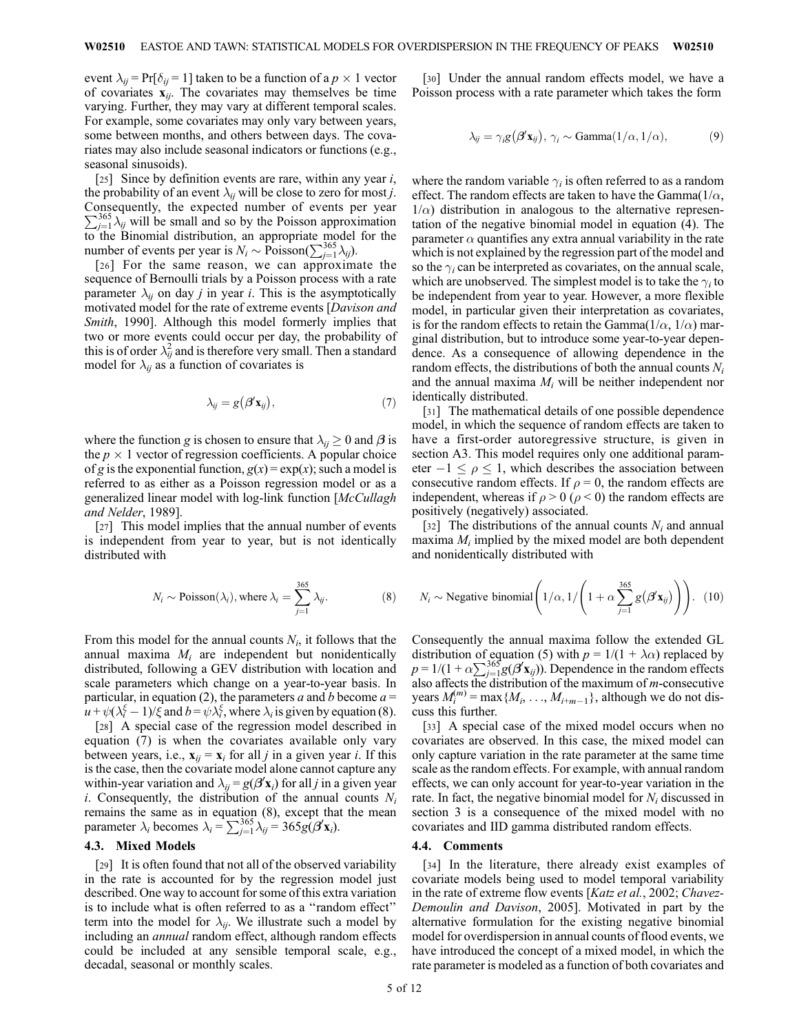event $\lambda_{ij} = \Pr[\delta_{ij} = 1]$ taken to be a function of a $p \times 1$ vector of covariates $\mathbf{x}_{ij}$. The covariates may themselves be time varying. Further, they may vary at different temporal scales. For example, some covariates may only vary between years, some between months, and others between days. The covariates may also include seasonal indicators or functions (e.g., seasonal sinusoids).

[25] Since by definition events are rare, within any year $i$, the probability of an event $\lambda_{ij}$ will be close to zero for most $j$. Consequently, the expected number of events per year $\sum_{j=1}^{365} \lambda_{ij}$ will be small and so by the Poisson approximation to the Binomial distribution, an appropriate model for the number of events per year is $N_i \sim \text{Poisson}(\sum_{j=1}^{365} \lambda_{ij})$.

[26] For the same reason, we can approximate the sequence of Bernoulli trials by a Poisson process with a rate parameter $\lambda_{ij}$ on day $j$ in year $i$. This is the asymptotically motivated model for the rate of extreme events [*Davison and Smith*, 1990]. Although this model formerly implies that two or more events could occur per day, the probability of this is of order $\lambda_{ij}^2$ and is therefore very small. Then a standard model for $\lambda_{ij}$ as a function of covariates is

$$\lambda_{ij} = g(\boldsymbol{\beta}' \mathbf{x}_{ij}), \tag{7}$$

where the function $g$ is chosen to ensure that $\lambda_{ij} \geq 0$ and $\boldsymbol{\beta}$ is the $p \times 1$ vector of regression coefficients. A popular choice of $g$ is the exponential function, $g(x) = \exp(x)$; such a model is referred to as either as a Poisson regression model or as a generalized linear model with log-link function [*McCullagh and Nelder*, 1989].

[27] This model implies that the annual number of events is independent from year to year, but is not identically distributed with

$$N_i \sim \text{Poisson}(\lambda_i), \text{ where } \lambda_i = \sum_{j=1}^{365} \lambda_{ij}. \tag{8}$$

From this model for the annual counts $N_i$, it follows that the annual maxima $M_i$ are independent but nonidentically distributed, following a GEV distribution with location and scale parameters which change on a year-to-year basis. In particular, in equation (2), the parameters $a$ and $b$ become $a = u + \psi(\lambda_i^{\xi} - 1)/\xi$ and $b = \psi \lambda_i^{\xi}$, where $\lambda_i$ is given by equation (8).

[28] A special case of the regression model described in equation (7) is when the covariates available only vary between years, i.e., $\mathbf{x}_{ij} = \mathbf{x}_i$ for all $j$ in a given year $i$. If this is the case, then the covariate model alone cannot capture any within-year variation and $\lambda_{ij} = g(\boldsymbol{\beta}' \mathbf{x}_i)$ for all $j$ in a given year $i$. Consequently, the distribution of the annual counts $N_i$ remains the same as in equation (8), except that the mean parameter $\lambda_i$ becomes $\lambda_i = \sum_{j=1}^{365} \lambda_{ij} = 365 g(\boldsymbol{\beta}' \mathbf{x}_i)$.

## 4.3. Mixed Models

[29] It is often found that not all of the observed variability in the rate is accounted for by the regression model just described. One way to account for some of this extra variation is to include what is often referred to as a "random effect" term into the model for $\lambda_{ij}$. We illustrate such a model by including an *annual* random effect, although random effects could be included at any sensible temporal scale, e.g., decadal, seasonal or monthly scales.

[30] Under the annual random effects model, we have a Poisson process with a rate parameter which takes the form

$$\lambda_{ij} = \gamma_i g(\boldsymbol{\beta}' \mathbf{x}_{ij}), \; \gamma_i \sim \text{Gamma}(1/\alpha, 1/\alpha), \tag{9}$$

where the random variable $\gamma_i$ is often referred to as a random effect. The random effects are taken to have the Gamma($1/\alpha$, $1/\alpha$) distribution in analogous to the alternative representation of the negative binomial model in equation (4). The parameter $\alpha$ quantifies any extra annual variability in the rate which is not explained by the regression part of the model and so the $\gamma_i$ can be interpreted as covariates, on the annual scale, which are unobserved. The simplest model is to take the $\gamma_i$ to be independent from year to year. However, a more flexible model, in particular given their interpretation as covariates, is for the random effects to retain the Gamma($1/\alpha$, $1/\alpha$) marginal distribution, but to introduce some year-to-year dependence. As a consequence of allowing dependence in the random effects, the distributions of both the annual counts $N_i$ and the annual maxima $M_i$ will be neither independent nor identically distributed.

[31] The mathematical details of one possible dependence model, in which the sequence of random effects are taken to have a first-order autoregressive structure, is given in section A3. This model requires only one additional parameter $-1 \leq \rho \leq 1$, which describes the association between consecutive random effects. If $\rho = 0$, the random effects are independent, whereas if $\rho > 0$ ($\rho < 0$) the random effects are positively (negatively) associated.

[32] The distributions of the annual counts $N_i$ and annual maxima $M_i$ implied by the mixed model are both dependent and nonidentically distributed with

$$N_i \sim \text{Negative binomial}\left(1/\alpha, 1/\left(1 + \alpha \sum_{j=1}^{365} g(\boldsymbol{\beta}' \mathbf{x}_{ij})\right)\right). \tag{10}$$

Consequently the annual maxima follow the extended GL distribution of equation (5) with $p = 1/(1 + \lambda\alpha)$ replaced by $p = 1/(1 + \alpha \sum_{j=1}^{365} g(\boldsymbol{\beta}' \mathbf{x}_{ij}))$. Dependence in the random effects also affects the distribution of the maximum of $m$-consecutive years $M_i^{(m)} = \max\{M_i, \ldots, M_{i+m-1}\}$, although we do not discuss this further.

[33] A special case of the mixed model occurs when no covariates are observed. In this case, the mixed model can only capture variation in the rate parameter at the same time scale as the random effects. For example, with annual random effects, we can only account for year-to-year variation in the rate. In fact, the negative binomial model for $N_i$ discussed in section 3 is a consequence of the mixed model with no covariates and IID gamma distributed random effects.

## 4.4. Comments

[34] In the literature, there already exist examples of covariate models being used to model temporal variability in the rate of extreme flow events [*Katz et al.*, 2002; *Chavez-Demoulin and Davison*, 2005]. Motivated in part by the alternative formulation for the existing negative binomial model for overdispersion in annual counts of flood events, we have introduced the concept of a mixed model, in which the rate parameter is modeled as a function of both covariates and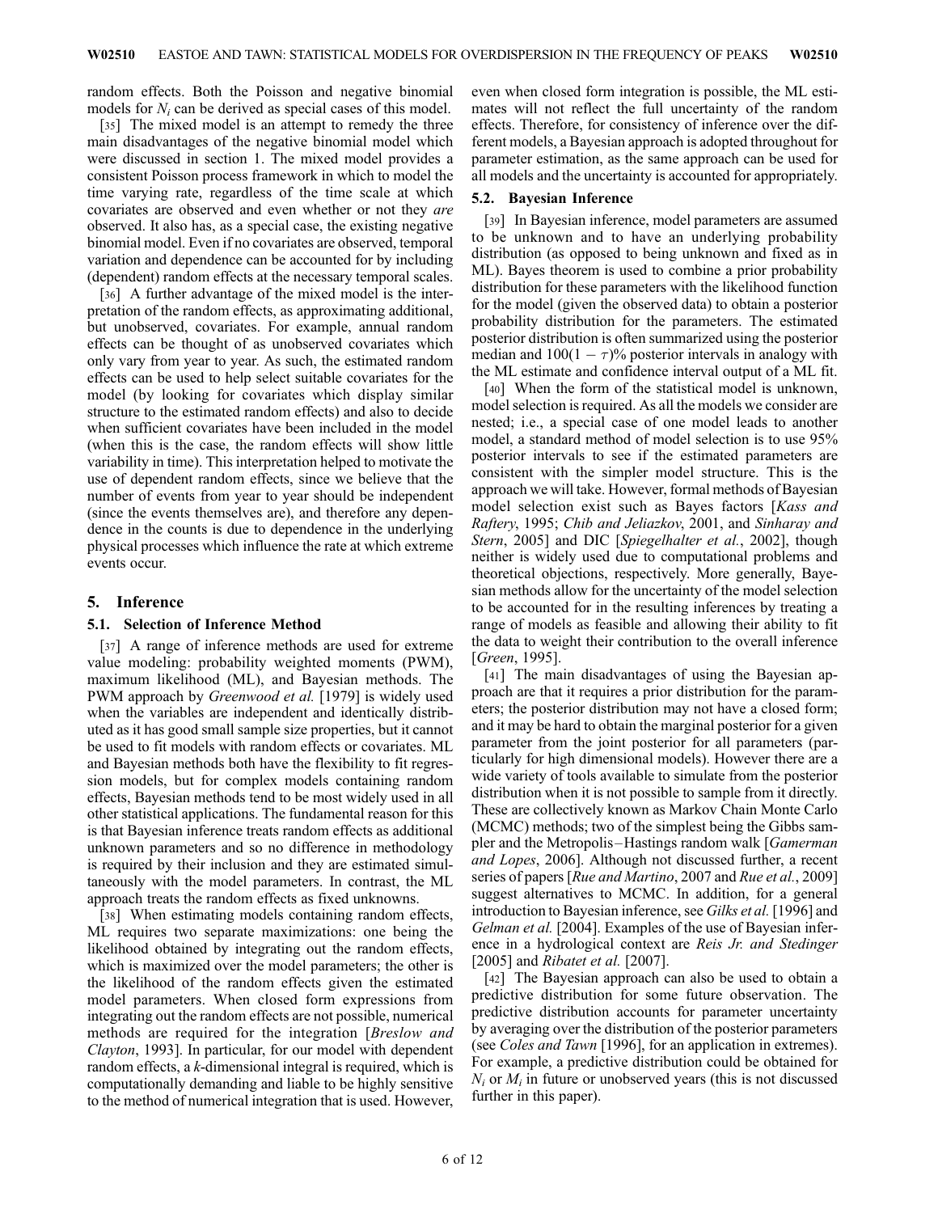random effects. Both the Poisson and negative binomial models for $N_i$ can be derived as special cases of this model.

[35] The mixed model is an attempt to remedy the three main disadvantages of the negative binomial model which were discussed in section 1. The mixed model provides a consistent Poisson process framework in which to model the time varying rate, regardless of the time scale at which covariates are observed and even whether or not they *are* observed. It also has, as a special case, the existing negative binomial model. Even if no covariates are observed, temporal variation and dependence can be accounted for by including (dependent) random effects at the necessary temporal scales.

[36] A further advantage of the mixed model is the interpretation of the random effects, as approximating additional, but unobserved, covariates. For example, annual random effects can be thought of as unobserved covariates which only vary from year to year. As such, the estimated random effects can be used to help select suitable covariates for the model (by looking for covariates which display similar structure to the estimated random effects) and also to decide when sufficient covariates have been included in the model (when this is the case, the random effects will show little variability in time). This interpretation helped to motivate the use of dependent random effects, since we believe that the number of events from year to year should be independent (since the events themselves are), and therefore any dependence in the counts is due to dependence in the underlying physical processes which influence the rate at which extreme events occur.

## 5. Inference

### 5.1. Selection of Inference Method

[37] A range of inference methods are used for extreme value modeling: probability weighted moments (PWM), maximum likelihood (ML), and Bayesian methods. The PWM approach by *Greenwood et al.* [1979] is widely used when the variables are independent and identically distributed as it has good small sample size properties, but it cannot be used to fit models with random effects or covariates. ML and Bayesian methods both have the flexibility to fit regression models, but for complex models containing random effects, Bayesian methods tend to be most widely used in all other statistical applications. The fundamental reason for this is that Bayesian inference treats random effects as additional unknown parameters and so no difference in methodology is required by their inclusion and they are estimated simultaneously with the model parameters. In contrast, the ML approach treats the random effects as fixed unknowns.

[38] When estimating models containing random effects, ML requires two separate maximizations: one being the likelihood obtained by integrating out the random effects, which is maximized over the model parameters; the other is the likelihood of the random effects given the estimated model parameters. When closed form expressions from integrating out the random effects are not possible, numerical methods are required for the integration [*Breslow and Clayton*, 1993]. In particular, for our model with dependent random effects, a $k$-dimensional integral is required, which is computationally demanding and liable to be highly sensitive to the method of numerical integration that is used. However, even when closed form integration is possible, the ML estimates will not reflect the full uncertainty of the random effects. Therefore, for consistency of inference over the different models, a Bayesian approach is adopted throughout for parameter estimation, as the same approach can be used for all models and the uncertainty is accounted for appropriately.

### 5.2. Bayesian Inference

[39] In Bayesian inference, model parameters are assumed to be unknown and to have an underlying probability distribution (as opposed to being unknown and fixed as in ML). Bayes theorem is used to combine a prior probability distribution for these parameters with the likelihood function for the model (given the observed data) to obtain a posterior probability distribution for the parameters. The estimated posterior distribution is often summarized using the posterior median and $100(1 - \tau)$% posterior intervals in analogy with the ML estimate and confidence interval output of a ML fit.

[40] When the form of the statistical model is unknown, model selection is required. As all the models we consider are nested; i.e., a special case of one model leads to another model, a standard method of model selection is to use 95% posterior intervals to see if the estimated parameters are consistent with the simpler model structure. This is the approach we will take. However, formal methods of Bayesian model selection exist such as Bayes factors [*Kass and Raftery*, 1995; *Chib and Jeliazkov*, 2001, and *Sinharay and Stern*, 2005] and DIC [*Spiegelhalter et al.*, 2002], though neither is widely used due to computational problems and theoretical objections, respectively. More generally, Bayesian methods allow for the uncertainty of the model selection to be accounted for in the resulting inferences by treating a range of models as feasible and allowing their ability to fit the data to weight their contribution to the overall inference [*Green*, 1995].

[41] The main disadvantages of using the Bayesian approach are that it requires a prior distribution for the parameters; the posterior distribution may not have a closed form; and it may be hard to obtain the marginal posterior for a given parameter from the joint posterior for all parameters (particularly for high dimensional models). However there are a wide variety of tools available to simulate from the posterior distribution when it is not possible to sample from it directly. These are collectively known as Markov Chain Monte Carlo (MCMC) methods; two of the simplest being the Gibbs sampler and the Metropolis–Hastings random walk [*Gamerman and Lopes*, 2006]. Although not discussed further, a recent series of papers [*Rue and Martino*, 2007 and *Rue et al.*, 2009] suggest alternatives to MCMC. In addition, for a general introduction to Bayesian inference, see *Gilks et al.* [1996] and *Gelman et al.* [2004]. Examples of the use of Bayesian inference in a hydrological context are *Reis Jr. and Stedinger* [2005] and *Ribatet et al.* [2007].

[42] The Bayesian approach can also be used to obtain a predictive distribution for some future observation. The predictive distribution accounts for parameter uncertainty by averaging over the distribution of the posterior parameters (see *Coles and Tawn* [1996], for an application in extremes). For example, a predictive distribution could be obtained for $N_i$ or $M_i$ in future or unobserved years (this is not discussed further in this paper).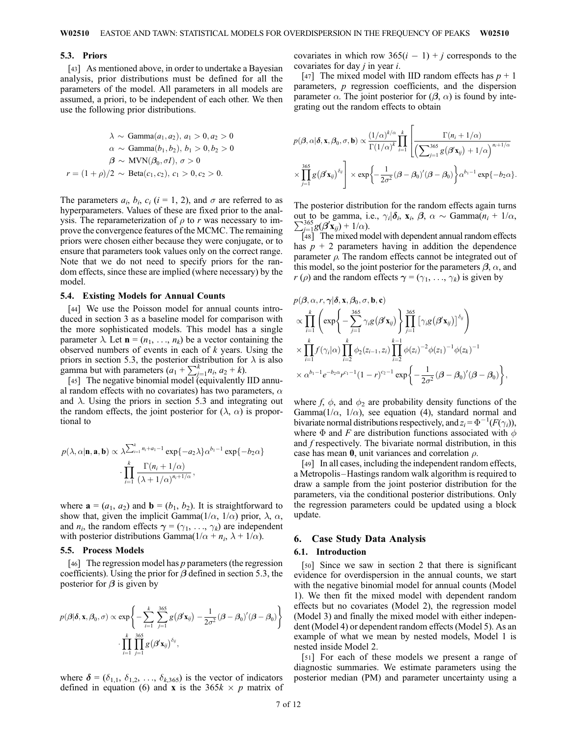### 5.3. Priors

[43] As mentioned above, in order to undertake a Bayesian analysis, prior distributions must be defined for all the parameters of the model. All parameters in all models are assumed, a priori, to be independent of each other. We then use the following prior distributions.

$$
\begin{aligned}
\lambda &\sim \text{Gamma}(a_1, a_2),\ a_1 > 0, a_2 > 0 \\
\alpha &\sim \text{Gamma}(b_1, b_2),\ b_1 > 0, b_2 > 0 \\
\boldsymbol{\beta} &\sim \text{MVN}(\boldsymbol{\beta}_0, \sigma I),\ \sigma > 0 \\
r = (1+\rho)/2 &\sim \text{Beta}(c_1, c_2),\ c_1 > 0, c_2 > 0.
\end{aligned}
$$

The parameters $a_i$, $b_i$, $c_i$ ($i$ = 1, 2), and $\sigma$ are referred to as hyperparameters. Values of these are fixed prior to the analysis. The reparameterization of $\rho$ to $r$ was necessary to improve the convergence features of the MCMC. The remaining priors were chosen either because they were conjugate, or to ensure that parameters took values only on the correct range. Note that we do not need to specify priors for the random effects, since these are implied (where necessary) by the model.

### 5.4. Existing Models for Annual Counts

[44] We use the Poisson model for annual counts introduced in section 3 as a baseline model for comparison with the more sophisticated models. This model has a single parameter $\lambda$. Let $\mathbf{n} = (n_1, \ldots, n_k)$ be a vector containing the observed numbers of events in each of $k$ years. Using the priors in section 5.3, the posterior distribution for $\lambda$ is also gamma but with parameters $(a_1 + \sum_{j=1}^{k} n_i, a_2 + k)$.

[45] The negative binomial model (equivalently IID annual random effects with no covariates) has two parameters, $\alpha$ and $\lambda$. Using the priors in section 5.3 and integrating out the random effects, the joint posterior for $(\lambda, \alpha)$ is proportional to

$$
p(\lambda, \alpha | \mathbf{n}, \mathbf{a}, \mathbf{b}) \propto \lambda^{\sum_{i=1}^{k} n_i + a_1 - 1} \exp\{-a_2 \lambda\} \alpha^{b_1 - 1} \exp\{-b_2 \alpha\} \cdot \prod_{i=1}^{k} \frac{\Gamma(n_i + 1/\alpha)}{(\lambda + 1/\alpha)^{n_i + 1/\alpha}},
$$

where $\mathbf{a} = (a_1, a_2)$ and $\mathbf{b} = (b_1, b_2)$. It is straightforward to show that, given the implicit Gamma$(1/\alpha, 1/\alpha)$ prior, $\lambda$, $\alpha$, and $n_i$, the random effects $\boldsymbol{\gamma} = (\gamma_1, \ldots, \gamma_k)$ are independent with posterior distributions Gamma$(1/\alpha + n_i, \lambda + 1/\alpha)$.

### 5.5. Process Models

[46] The regression model has $p$ parameters (the regression coefficients). Using the prior for $\boldsymbol{\beta}$ defined in section 5.3, the posterior for $\boldsymbol{\beta}$ is given by

$$
p(\boldsymbol{\beta} | \boldsymbol{\delta}, \mathbf{x}, \boldsymbol{\beta}_0, \sigma) \propto \exp\left\{ -\sum_{i=1}^{k} \sum_{j=1}^{365} g(\boldsymbol{\beta}' \mathbf{x}_{ij}) - \frac{1}{2\sigma^2} (\boldsymbol{\beta} - \boldsymbol{\beta}_0)' (\boldsymbol{\beta} - \boldsymbol{\beta}_0) \right\} \cdot \prod_{i=1}^{k} \prod_{j=1}^{365} g(\boldsymbol{\beta}' \mathbf{x}_{ij})^{\delta_{ij}},
$$

where $\boldsymbol{\delta} = (\delta_{1,1}, \delta_{1,2}, \ldots, \delta_{k,365})$ is the vector of indicators defined in equation (6) and $\mathbf{x}$ is the $365k \times p$ matrix of covariates in which row $365(i-1) + j$ corresponds to the covariates for day $j$ in year $i$.

[47] The mixed model with IID random effects has $p + 1$ parameters, $p$ regression coefficients, and the dispersion parameter $\alpha$. The joint posterior for $(\boldsymbol{\beta}, \alpha)$ is found by integrating out the random effects to obtain

$$
p(\boldsymbol{\beta}, \alpha | \boldsymbol{\delta}, \mathbf{x}, \boldsymbol{\beta}_0, \sigma, \mathbf{b}) \propto \frac{(1/\alpha)^{k/\alpha}}{\Gamma(1/\alpha)^k} \prod_{i=1}^{k} \left[ \frac{\Gamma(n_i + 1/\alpha)}{\left( \sum_{j=1}^{365} g(\boldsymbol{\beta}' \mathbf{x}_{ij}) + 1/\alpha \right)^{n_i + 1/\alpha}} \times \prod_{j=1}^{365} g(\boldsymbol{\beta}' \mathbf{x}_{ij})^{\delta_{ij}} \right] \times \exp\left\{ -\frac{1}{2\sigma^2} (\boldsymbol{\beta} - \boldsymbol{\beta}_0)' (\boldsymbol{\beta} - \boldsymbol{\beta}_0) \right\} \alpha^{b_1 - 1} \exp\{-b_2 \alpha\}.
$$

The posterior distribution for the random effects again turns out to be gamma, i.e., $\gamma_i | \boldsymbol{\delta}_i, \mathbf{x}_i, \boldsymbol{\beta}, \alpha \sim$ Gamma$(n_i + 1/\alpha, \sum_{j=1}^{365} g(\boldsymbol{\beta}' \mathbf{x}_{ij}) + 1/\alpha)$.

[48] The mixed model with dependent annual random effects has $p + 2$ parameters having in addition the dependence parameter $\rho$. The random effects cannot be integrated out of this model, so the joint posterior for the parameters $\boldsymbol{\beta}$, $\alpha$, and $r$ ($\rho$) and the random effects $\boldsymbol{\gamma} = (\gamma_1, \ldots, \gamma_k)$ is given by

$$
\begin{aligned}
&p(\boldsymbol{\beta}, \alpha, r, \boldsymbol{\gamma} | \boldsymbol{\delta}, \mathbf{x}, \boldsymbol{\beta}_0, \sigma, \mathbf{b}, \mathbf{c}) \\
&\propto \prod_{i=1}^{k} \left( \exp\left\{ -\sum_{j=1}^{365} \gamma_i g(\boldsymbol{\beta}' \mathbf{x}_{ij}) \right\} \prod_{j=1}^{365} \left[ \gamma_i g(\boldsymbol{\beta}' \mathbf{x}_{ij}) \right]^{\delta_{ij}} \right) \\
&\times \prod_{i=1}^{k} f(\gamma_i | \alpha) \prod_{i=2}^{k} \phi_2(z_{i-1}, z_i) \prod_{i=2}^{k-1} \phi(z_i)^{-2} \phi(z_1)^{-1} \phi(z_k)^{-1} \\
&\times \alpha^{b_1 - 1} e^{-b_2 \alpha} r^{c_1 - 1} (1 - r)^{c_2 - 1} \exp\left\{ -\frac{1}{2\sigma^2} (\boldsymbol{\beta} - \boldsymbol{\beta}_0)' (\boldsymbol{\beta} - \boldsymbol{\beta}_0) \right\},
\end{aligned}
$$

where $f$, $\phi$, and $\phi_2$ are probability density functions of the Gamma$(1/\alpha, 1/\alpha)$, see equation (4), standard normal and bivariate normal distributions respectively, and $z_i = \Phi^{-1}(F(\gamma_i))$, where $\Phi$ and $F$ are distribution functions associated with $\phi$ and $f$ respectively. The bivariate normal distribution, in this case has mean $\mathbf{0}$, unit variances and correlation $\rho$.

[49] In all cases, including the independent random effects, a Metropolis–Hastings random walk algorithm is required to draw a sample from the joint posterior distribution for the parameters, via the conditional posterior distributions. Only the regression parameters could be updated using a block update.

## 6. Case Study Data Analysis

### 6.1. Introduction

[50] Since we saw in section 2 that there is significant evidence for overdispersion in the annual counts, we start with the negative binomial model for annual counts (Model 1). We then fit the mixed model with dependent random effects but no covariates (Model 2), the regression model (Model 3) and finally the mixed model with either independent (Model 4) or dependent random effects (Model 5). As an example of what we mean by nested models, Model 1 is nested inside Model 2.

[51] For each of these models we present a range of diagnostic summaries. We estimate parameters using the posterior median (PM) and parameter uncertainty using a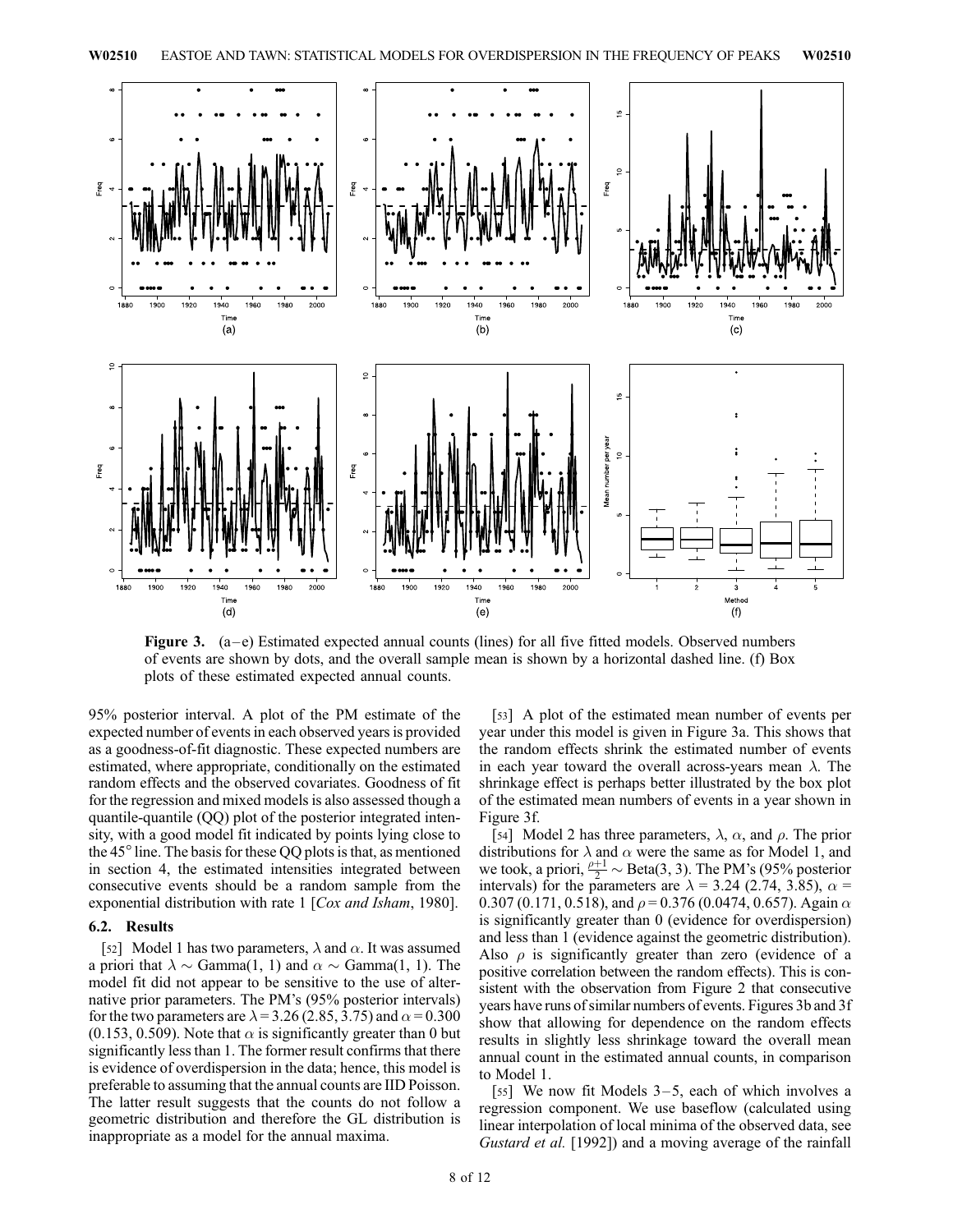**Figure 3.** (a–e) Estimated expected annual counts (lines) for all five fitted models. Observed numbers of events are shown by dots, and the overall sample mean is shown by a horizontal dashed line. (f) Box plots of these estimated expected annual counts.

95% posterior interval. A plot of the PM estimate of the expected number of events in each observed years is provided as a goodness-of-fit diagnostic. These expected numbers are estimated, where appropriate, conditionally on the estimated random effects and the observed covariates. Goodness of fit for the regression and mixed models is also assessed though a quantile-quantile (QQ) plot of the posterior integrated intensity, with a good model fit indicated by points lying close to the 45° line. The basis for these QQ plots is that, as mentioned in section 4, the estimated intensities integrated between consecutive events should be a random sample from the exponential distribution with rate 1 [*Cox and Isham*, 1980].

## 6.2. Results

[52] Model 1 has two parameters, $\lambda$ and $\alpha$. It was assumed a priori that $\lambda \sim \text{Gamma}(1, 1)$ and $\alpha \sim \text{Gamma}(1, 1)$. The model fit did not appear to be sensitive to the use of alternative prior parameters. The PM's (95% posterior intervals) for the two parameters are $\lambda = 3.26$ (2.85, 3.75) and $\alpha = 0.300$ (0.153, 0.509). Note that $\alpha$ is significantly greater than 0 but significantly less than 1. The former result confirms that there is evidence of overdispersion in the data; hence, this model is preferable to assuming that the annual counts are IID Poisson. The latter result suggests that the counts do not follow a geometric distribution and therefore the GL distribution is inappropriate as a model for the annual maxima.

[53] A plot of the estimated mean number of events per year under this model is given in Figure 3a. This shows that the random effects shrink the estimated number of events in each year toward the overall across-years mean $\lambda$. The shrinkage effect is perhaps better illustrated by the box plot of the estimated mean numbers of events in a year shown in Figure 3f.

[54] Model 2 has three parameters, $\lambda$, $\alpha$, and $\rho$. The prior distributions for $\lambda$ and $\alpha$ were the same as for Model 1, and we took, a priori, $\frac{\rho+1}{2} \sim \text{Beta}(3, 3)$. The PM's (95% posterior intervals) for the parameters are $\lambda = 3.24$ (2.74, 3.85), $\alpha = 0.307$ (0.171, 0.518), and $\rho = 0.376$ (0.0474, 0.657). Again $\alpha$ is significantly greater than 0 (evidence for overdispersion) and less than 1 (evidence against the geometric distribution). Also $\rho$ is significantly greater than zero (evidence of a positive correlation between the random effects). This is consistent with the observation from Figure 2 that consecutive years have runs of similar numbers of events. Figures 3b and 3f show that allowing for dependence on the random effects results in slightly less shrinkage toward the overall mean annual count in the estimated annual counts, in comparison to Model 1.

[55] We now fit Models 3–5, each of which involves a regression component. We use baseflow (calculated using linear interpolation of local minima of the observed data, see *Gustard et al.* [1992]) and a moving average of the rainfall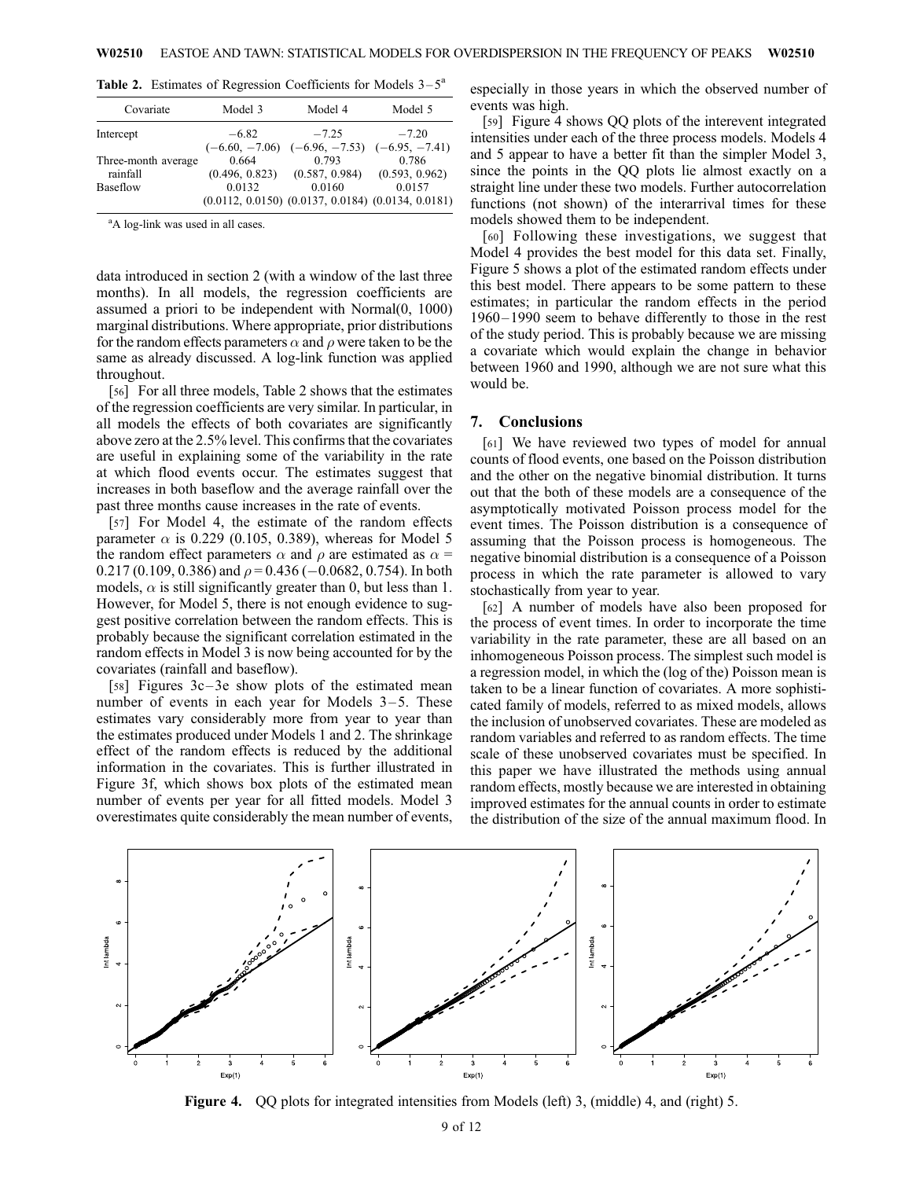**Table 2.** Estimates of Regression Coefficients for Models 3–5[a]

| Covariate | Model 3 | Model 4 | Model 5 |
|---|---|---|---|
| Intercept | −6.82 | −7.25 | −7.20 |
| | (−6.60, −7.06) | (−6.96, −7.53) | (−6.95, −7.41) |
| Three-month average rainfall | 0.664 (0.496, 0.823) | 0.793 (0.587, 0.984) | 0.786 (0.593, 0.962) |
| Baseflow | 0.0132 | 0.0160 | 0.0157 |
| | (0.0112, 0.0150) | (0.0137, 0.0184) | (0.0134, 0.0181) |

[a]A log-link was used in all cases.

data introduced in section 2 (with a window of the last three months). In all models, the regression coefficients are assumed a priori to be independent with Normal(0, 1000) marginal distributions. Where appropriate, prior distributions for the random effects parameters $\alpha$ and $\rho$ were taken to be the same as already discussed. A log-link function was applied throughout.

[56] For all three models, Table 2 shows that the estimates of the regression coefficients are very similar. In particular, in all models the effects of both covariates are significantly above zero at the 2.5% level. This confirms that the covariates are useful in explaining some of the variability in the rate at which flood events occur. The estimates suggest that increases in both baseflow and the average rainfall over the past three months cause increases in the rate of events.

[57] For Model 4, the estimate of the random effects parameter $\alpha$ is 0.229 (0.105, 0.389), whereas for Model 5 the random effect parameters $\alpha$ and $\rho$ are estimated as $\alpha$ = 0.217 (0.109, 0.386) and $\rho$ = 0.436 (−0.0682, 0.754). In both models, $\alpha$ is still significantly greater than 0, but less than 1. However, for Model 5, there is not enough evidence to suggest positive correlation between the random effects. This is probably because the significant correlation estimated in the random effects in Model 3 is now being accounted for by the covariates (rainfall and baseflow).

[58] Figures 3c–3e show plots of the estimated mean number of events in each year for Models 3–5. These estimates vary considerably more from year to year than the estimates produced under Models 1 and 2. The shrinkage effect of the random effects is reduced by the additional information in the covariates. This is further illustrated in Figure 3f, which shows box plots of the estimated mean number of events per year for all fitted models. Model 3 overestimates quite considerably the mean number of events, especially in those years in which the observed number of events was high.

[59] Figure 4 shows QQ plots of the interevent integrated intensities under each of the three process models. Models 4 and 5 appear to have a better fit than the simpler Model 3, since the points in the QQ plots lie almost exactly on a straight line under these two models. Further autocorrelation functions (not shown) of the interarrival times for these models showed them to be independent.

[60] Following these investigations, we suggest that Model 4 provides the best model for this data set. Finally, Figure 5 shows a plot of the estimated random effects under this best model. There appears to be some pattern to these estimates; in particular the random effects in the period 1960–1990 seem to behave differently to those in the rest of the study period. This is probably because we are missing a covariate which would explain the change in behavior between 1960 and 1990, although we are not sure what this would be.

## 7. Conclusions

[61] We have reviewed two types of model for annual counts of flood events, one based on the Poisson distribution and the other on the negative binomial distribution. It turns out that the both of these models are a consequence of the asymptotically motivated Poisson process model for the event times. The Poisson distribution is a consequence of assuming that the Poisson process is homogeneous. The negative binomial distribution is a consequence of a Poisson process in which the rate parameter is allowed to vary stochastically from year to year.

[62] A number of models have also been proposed for the process of event times. In order to incorporate the time variability in the rate parameter, these are all based on an inhomogeneous Poisson process. The simplest such model is a regression model, in which the (log of the) Poisson mean is taken to be a linear function of covariates. A more sophisticated family of models, referred to as mixed models, allows the inclusion of unobserved covariates. These are modeled as random variables and referred to as random effects. The time scale of these unobserved covariates must be specified. In this paper we have illustrated the methods using annual random effects, mostly because we are interested in obtaining improved estimates for the annual counts in order to estimate the distribution of the size of the annual maximum flood. In

**Figure 4.** QQ plots for integrated intensities from Models (left) 3, (middle) 4, and (right) 5.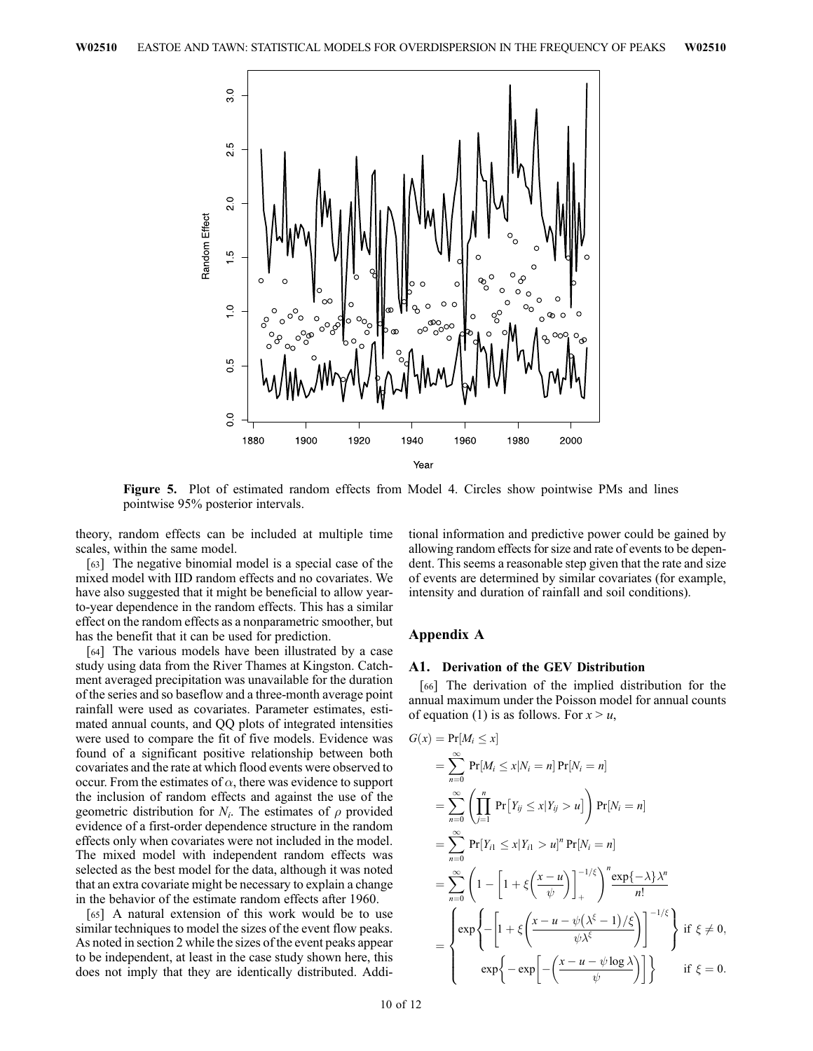**Figure 5.** Plot of estimated random effects from Model 4. Circles show pointwise PMs and lines pointwise 95% posterior intervals.

theory, random effects can be included at multiple time scales, within the same model.

[63] The negative binomial model is a special case of the mixed model with IID random effects and no covariates. We have also suggested that it might be beneficial to allow year-to-year dependence in the random effects. This has a similar effect on the random effects as a nonparametric smoother, but has the benefit that it can be used for prediction.

[64] The various models have been illustrated by a case study using data from the River Thames at Kingston. Catchment averaged precipitation was unavailable for the duration of the series and so baseflow and a three-month average point rainfall were used as covariates. Parameter estimates, estimated annual counts, and QQ plots of integrated intensities were used to compare the fit of five models. Evidence was found of a significant positive relationship between both covariates and the rate at which flood events were observed to occur. From the estimates of $\alpha$, there was evidence to support the inclusion of random effects and against the use of the geometric distribution for $N_i$. The estimates of $\rho$ provided evidence of a first-order dependence structure in the random effects only when covariates were not included in the model. The mixed model with independent random effects was selected as the best model for the data, although it was noted that an extra covariate might be necessary to explain a change in the behavior of the estimate random effects after 1960.

[65] A natural extension of this work would be to use similar techniques to model the sizes of the event flow peaks. As noted in section 2 while the sizes of the event peaks appear to be independent, at least in the case study shown here, this does not imply that they are identically distributed. Additional information and predictive power could be gained by allowing random effects for size and rate of events to be dependent. This seems a reasonable step given that the rate and size of events are determined by similar covariates (for example, intensity and duration of rainfall and soil conditions).

## Appendix A

### A1. Derivation of the GEV Distribution

[66] The derivation of the implied distribution for the annual maximum under the Poisson model for annual counts of equation (1) is as follows. For $x > u$,

$$
\begin{aligned}
G(x) &= \Pr[M_i \leq x] \\
&= \sum_{n=0}^{\infty} \Pr[M_i \leq x | N_i = n] \Pr[N_i = n] \\
&= \sum_{n=0}^{\infty} \left( \prod_{j=1}^{n} \Pr\left[Y_{ij} \leq x | Y_{ij} > u\right] \right) \Pr[N_i = n] \\
&= \sum_{n=0}^{\infty} \Pr[Y_{i1} \leq x | Y_{i1} > u]^n \Pr[N_i = n] \\
&= \sum_{n=0}^{\infty} \left( 1 - \left[ 1 + \xi \left( \frac{x-u}{\psi} \right) \right]_{+}^{-1/\xi} \right)^n \frac{\exp\{-\lambda\} \lambda^n}{n!} \\
&= \begin{cases} \exp\left\{ - \left[ 1 + \xi \left( \dfrac{x - u - \psi\left(\lambda^{\xi} - 1\right)/\xi}{\psi \lambda^{\xi}} \right) \right]^{-1/\xi} \right\} & \text{if } \xi \neq 0, \\ \exp\left\{ - \exp\left[ - \left( \dfrac{x - u - \psi \log \lambda}{\psi} \right) \right] \right\} & \text{if } \xi = 0. \end{cases}
\end{aligned}
$$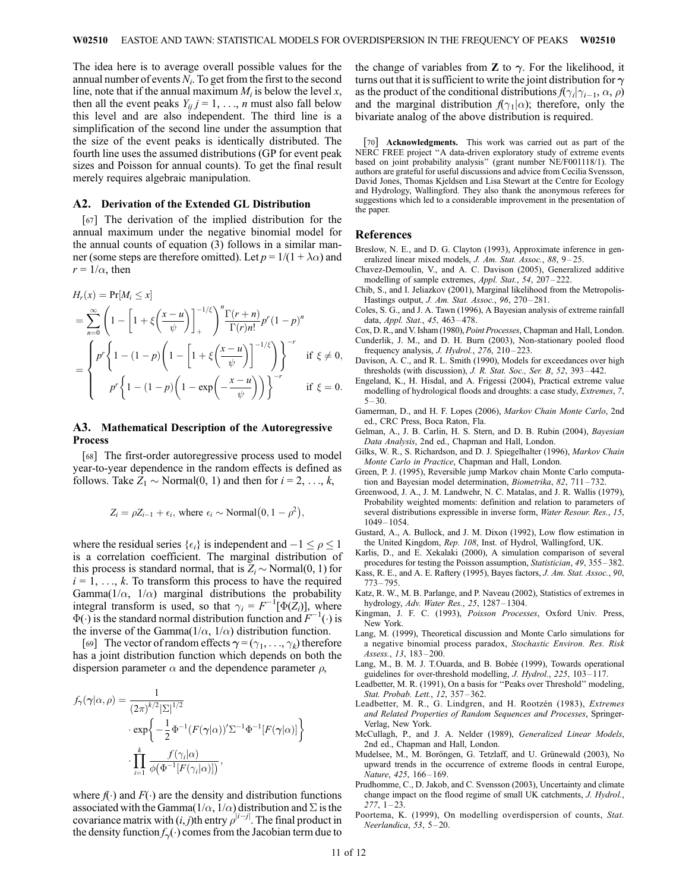The idea here is to average overall possible values for the annual number of events $N_i$. To get from the first to the second line, note that if the annual maximum $M_i$ is below the level $x$, then all the event peaks $Y_{ij}\ j = 1, \ldots, n$ must also fall below this level and are also independent. The third line is a simplification of the second line under the assumption that the size of the event peaks is identically distributed. The fourth line uses the assumed distributions (GP for event peak sizes and Poisson for annual counts). To get the final result merely requires algebraic manipulation.

## A2. Derivation of the Extended GL Distribution

[67] The derivation of the implied distribution for the annual maximum under the negative binomial model for the annual counts of equation (3) follows in a similar manner (some steps are therefore omitted). Let $p = 1/(1 + \lambda\alpha)$ and $r = 1/\alpha$, then

$$
\begin{aligned}
H_r(x) &= \Pr[M_i \le x] \\
&= \sum_{n=0}^{\infty}\left(1 - \left[1 + \xi\left(\frac{x-u}{\psi}\right)\right]_+^{-1/\xi}\right)^n \frac{\Gamma(r+n)}{\Gamma(r)n!} p^r (1-p)^n \\
&= \begin{cases} p^r\left\{1 - (1-p)\left(1 - \left[1 + \xi\left(\dfrac{x-u}{\psi}\right)\right]^{-1/\xi}\right)\right\}^{-r} & \text{if } \xi \ne 0, \\ p^r\left\{1 - (1-p)\left(1 - \exp\left(-\dfrac{x-u}{\psi}\right)\right)\right\}^{-r} & \text{if } \xi = 0. \end{cases}
\end{aligned}
$$

## A3. Mathematical Description of the Autoregressive Process

[68] The first-order autoregressive process used to model year-to-year dependence in the random effects is defined as follows. Take $Z_1 \sim \text{Normal}(0, 1)$ and then for $i = 2, \ldots, k$,

$$
Z_i = \rho Z_{i-1} + \epsilon_i, \text{ where } \epsilon_i \sim \text{Normal}\left(0, 1 - \rho^2\right),
$$

where the residual series $\{\epsilon_i\}$ is independent and $-1 \le \rho \le 1$ is a correlation coefficient. The marginal distribution of this process is standard normal, that is $Z_i \sim \text{Normal}(0, 1)$ for $i = 1, \ldots, k$. To transform this process to have the required $\text{Gamma}(1/\alpha,\ 1/\alpha)$ marginal distributions the probability integral transform is used, so that $\gamma_i = F^{-1}[\Phi(Z_i)]$, where $\Phi(\cdot)$ is the standard normal distribution function and $F^{-1}(\cdot)$ is the inverse of the $\text{Gamma}(1/\alpha,\ 1/\alpha)$ distribution function.

[69] The vector of random effects $\boldsymbol{\gamma} = (\gamma_1, \ldots, \gamma_k)$ therefore has a joint distribution function which depends on both the dispersion parameter $\alpha$ and the dependence parameter $\rho$,

$$
\begin{aligned}
f_{\gamma}(\boldsymbol{\gamma}|\alpha, \rho) = &\frac{1}{(2\pi)^{k/2}|\Sigma|^{1/2}} \\
&\cdot \exp\left\{-\frac{1}{2}\Phi^{-1}(F(\boldsymbol{\gamma}|\alpha))'\Sigma^{-1}\Phi^{-1}[F(\boldsymbol{\gamma}|\alpha)]\right\} \\
&\cdot \prod_{i=1}^{k}\frac{f(\gamma_i|\alpha)}{\phi\left(\Phi^{-1}[F(\gamma_i|\alpha)]\right)},
\end{aligned}
$$

where $f(\cdot)$ and $F(\cdot)$ are the density and distribution functions associated with the $\text{Gamma}(1/\alpha, 1/\alpha)$ distribution and $\Sigma$ is the covariance matrix with $(i, j)$th entry $\rho^{|i-j|}$. The final product in the density function $f_{\gamma}(\cdot)$ comes from the Jacobian term due to the change of variables from $\mathbf{Z}$ to $\boldsymbol{\gamma}$. For the likelihood, it turns out that it is sufficient to write the joint distribution for $\boldsymbol{\gamma}$ as the product of the conditional distributions $f(\gamma_i|\gamma_{i-1}, \alpha, \rho)$ and the marginal distribution $f(\gamma_1|\alpha)$; therefore, only the bivariate analog of the above distribution is required.

[70] **Acknowledgments.** This work was carried out as part of the NERC FREE project "A data-driven exploratory study of extreme events based on joint probability analysis" (grant number NE/F001118/1). The authors are grateful for useful discussions and advice from Cecilia Svensson, David Jones, Thomas Kjeldsen and Lisa Stewart at the Centre for Ecology and Hydrology, Wallingford. They also thank the anonymous referees for suggestions which led to a considerable improvement in the presentation of the paper.

## References

Breslow, N. E., and D. G. Clayton (1993), Approximate inference in generalized linear mixed models, *J. Am. Stat. Assoc.*, *88*, 9–25.

Chavez-Demoulin, V., and A. C. Davison (2005), Generalized additive modelling of sample extremes, *Appl. Stat.*, *54*, 207–222.

Chib, S., and I. Jeliazkov (2001), Marginal likelihood from the Metropolis-Hastings output, *J. Am. Stat. Assoc.*, *96*, 270–281.

Coles, S. G., and J. A. Tawn (1996), A Bayesian analysis of extreme rainfall data, *Appl. Stat.*, *45*, 463–478.

Cox, D. R., and V. Isham (1980), *Point Processes*, Chapman and Hall, London.

Cunderlik, J. M., and D. H. Burn (2003), Non-stationary pooled flood frequency analysis, *J. Hydrol.*, *276*, 210–223.

Davison, A. C., and R. L. Smith (1990), Models for exceedances over high thresholds (with discussion), *J. R. Stat. Soc., Ser. B*, *52*, 393–442.

Engeland, K., H. Hisdal, and A. Frigessi (2004), Practical extreme value modelling of hydrological floods and droughts: a case study, *Extremes*, *7*, 5–30.

Gamerman, D., and H. F. Lopes (2006), *Markov Chain Monte Carlo*, 2nd ed., CRC Press, Boca Raton, Fla.

Gelman, A., J. B. Carlin, H. S. Stern, and D. B. Rubin (2004), *Bayesian Data Analysis*, 2nd ed., Chapman and Hall, London.

Gilks, W. R., S. Richardson, and D. J. Spiegelhalter (1996), *Markov Chain Monte Carlo in Practice*, Chapman and Hall, London.

Green, P. J. (1995), Reversible jump Markov chain Monte Carlo computation and Bayesian model determination, *Biometrika*, *82*, 711–732.

Greenwood, J. A., J. M. Landwehr, N. C. Matalas, and J. R. Wallis (1979), Probability weighted moments: definition and relation to parameters of several distributions expressible in inverse form, *Water Resour. Res.*, *15*, 1049–1054.

Gustard, A., A. Bullock, and J. M. Dixon (1992), Low flow estimation in the United Kingdom, *Rep. 108*, Inst. of Hydrol, Wallingford, UK.

Karlis, D., and E. Xekalaki (2000), A simulation comparison of several procedures for testing the Poisson assumption, *Statistician*, *49*, 355–382.

Kass, R. E., and A. E. Raftery (1995), Bayes factors, *J. Am. Stat. Assoc.*, *90*, 773–795.

Katz, R. W., M. B. Parlange, and P. Naveau (2002), Statistics of extremes in hydrology, *Adv. Water Res.*, *25*, 1287–1304.

Kingman, J. F. C. (1993), *Poisson Processes*, Oxford Univ. Press, New York.

Lang, M. (1999), Theoretical discussion and Monte Carlo simulations for a negative binomial process paradox, *Stochastic Environ. Res. Risk Assess.*, *13*, 183–200.

Lang, M., B. M. J. T.Ouarda, and B. Bobée (1999), Towards operational guidelines for over-threshold modelling, *J. Hydrol.*, *225*, 103–117.

Leadbetter, M. R. (1991), On a basis for "Peaks over Threshold" modeling, *Stat. Probab. Lett.*, *12*, 357–362.

Leadbetter, M. R., G. Lindgren, and H. Rootzén (1983), *Extremes and Related Properties of Random Sequences and Processes*, Springer-Verlag, New York.

McCullagh, P., and J. A. Nelder (1989), *Generalized Linear Models*, 2nd ed., Chapman and Hall, London.

Mudelsee, M., M. Boröngen, G. Tetzlaff, and U. Grünewald (2003), No upward trends in the occurrence of extreme floods in central Europe, *Nature*, *425*, 166–169.

Prudhomme, C., D. Jakob, and C. Svensson (2003), Uncertainty and climate change impact on the flood regime of small UK catchments, *J. Hydrol.*, *277*, 1–23.

Poortema, K. (1999), On modelling overdispersion of counts, *Stat. Neerlandica*, *53*, 5–20.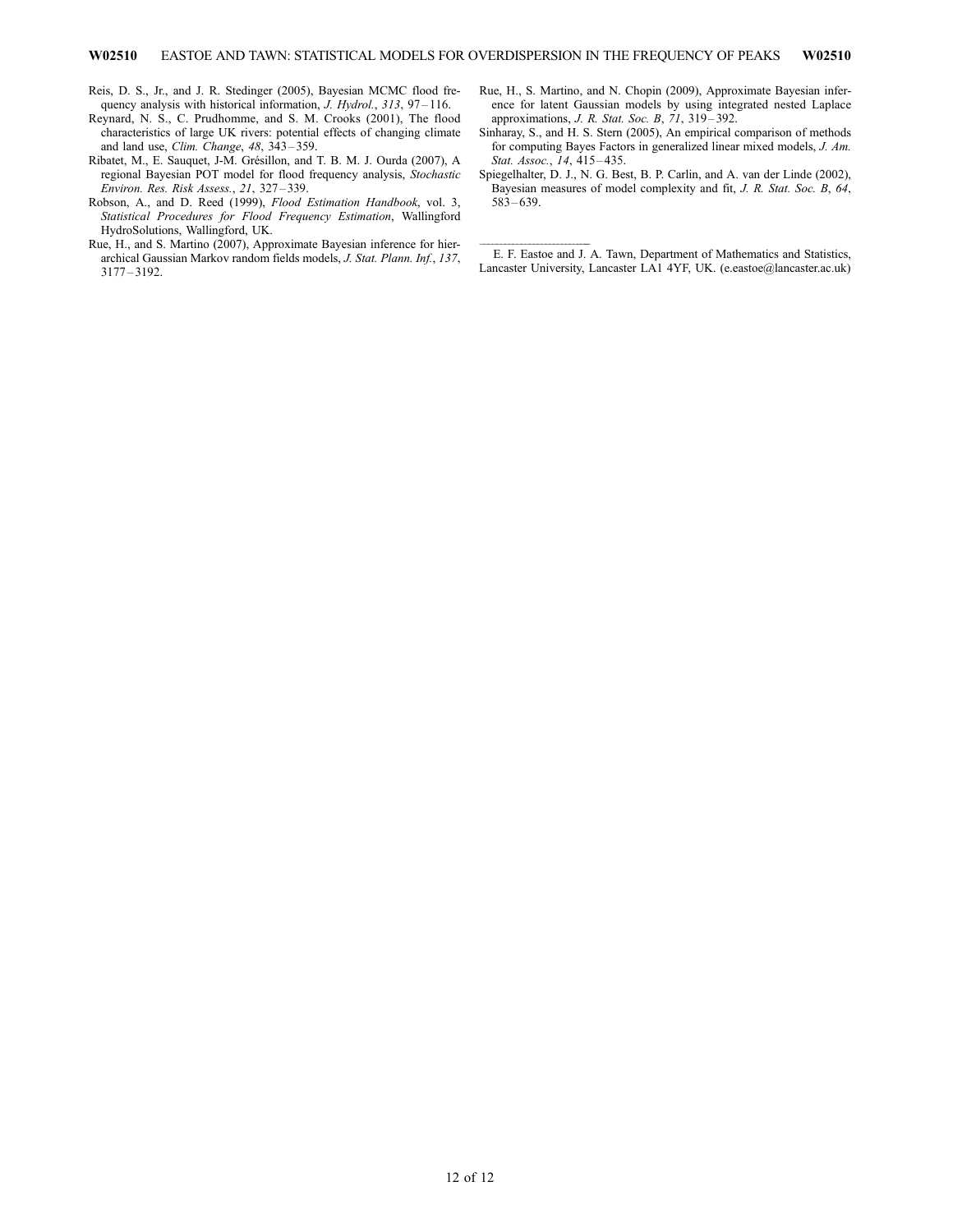Reis, D. S., Jr., and J. R. Stedinger (2005), Bayesian MCMC flood frequency analysis with historical information, *J. Hydrol.*, *313*, 97–116.

Reynard, N. S., C. Prudhomme, and S. M. Crooks (2001), The flood characteristics of large UK rivers: potential effects of changing climate and land use, *Clim. Change*, *48*, 343–359.

Ribatet, M., E. Sauquet, J-M. Grésillon, and T. B. M. J. Ourda (2007), A regional Bayesian POT model for flood frequency analysis, *Stochastic Environ. Res. Risk Assess.*, *21*, 327–339.

Robson, A., and D. Reed (1999), *Flood Estimation Handbook*, vol. 3, *Statistical Procedures for Flood Frequency Estimation*, Wallingford HydroSolutions, Wallingford, UK.

Rue, H., and S. Martino (2007), Approximate Bayesian inference for hierarchical Gaussian Markov random fields models, *J. Stat. Plann. Inf.*, *137*, 3177–3192.

Rue, H., S. Martino, and N. Chopin (2009), Approximate Bayesian inference for latent Gaussian models by using integrated nested Laplace approximations, *J. R. Stat. Soc. B*, *71*, 319–392.

Sinharay, S., and H. S. Stern (2005), An empirical comparison of methods for computing Bayes Factors in generalized linear mixed models, *J. Am. Stat. Assoc.*, *14*, 415–435.

Spiegelhalter, D. J., N. G. Best, B. P. Carlin, and A. van der Linde (2002), Bayesian measures of model complexity and fit, *J. R. Stat. Soc. B*, *64*, 583–639.

---

E. F. Eastoe and J. A. Tawn, Department of Mathematics and Statistics, Lancaster University, Lancaster LA1 4YF, UK. (e.eastoe@lancaster.ac.uk)